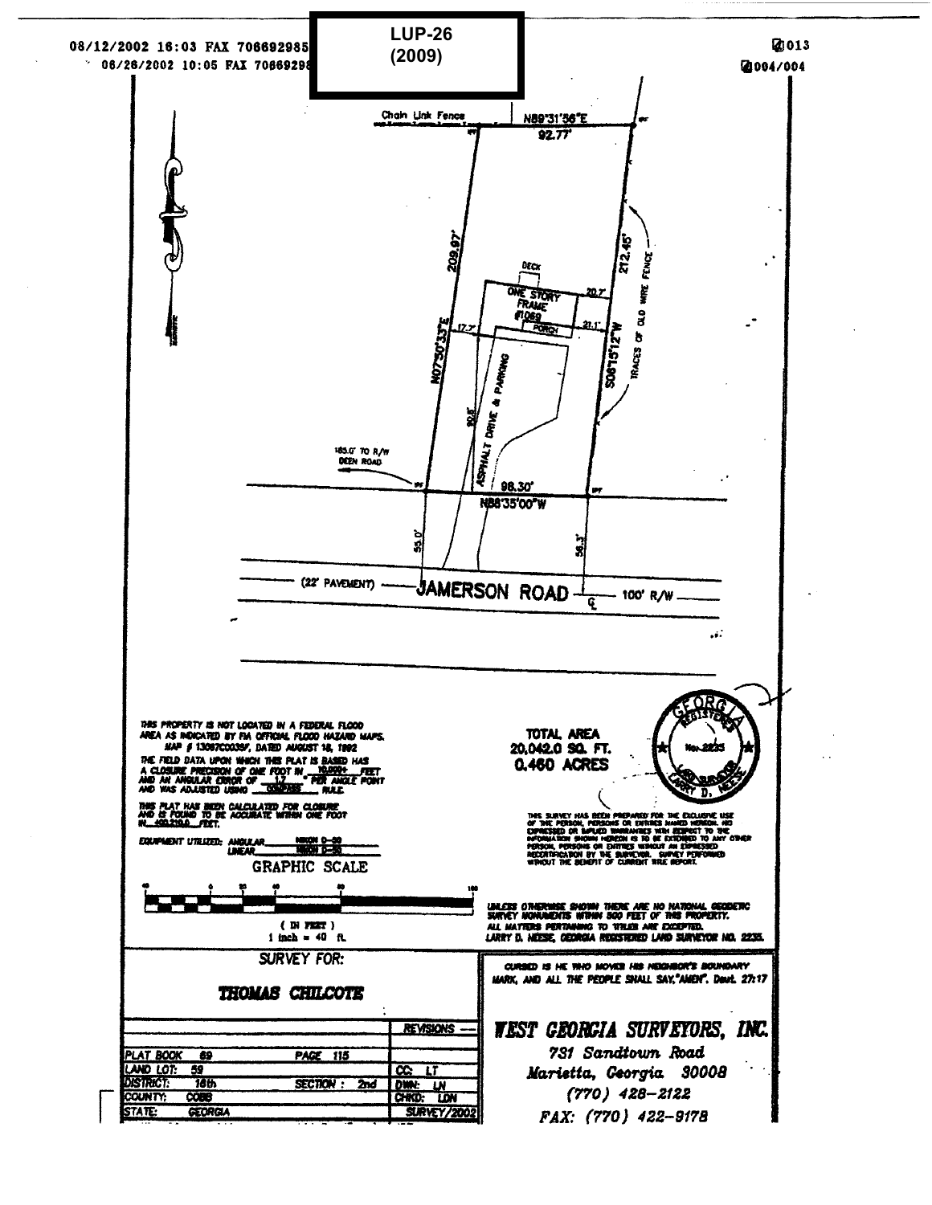08/12/2002 16:03 FAX 706692985

08/28/2002 10:05 FAX 70669298

**LUP-26 (2009)**

013

004/004

Chain Link Fence

N89°31'56"E

92.77'

209.97'

N07°50'33"E

212.45'

S08°15'12"W

TRACES OF OLD WIRE FENCE

DECK

ONE STORY FRAME #1069

PORCH

20.7'

17.7'

21.1'

ASPHALT DRIVE & PARKING

90.8'

183.0' TO R/W DEEN ROAD

98.30'

N88°35'00"W

55.0'

56.3'

(22' PAVEMENT) — JAMERSON ROAD — 100' R/W

THIS PROPERTY IS NOT LOCATED IN A FEDERAL FLOOD AREA AS INDICATED BY FIA OFFICIAL FLOOD HAZARD MAPS. MAP # 13067C0039F, DATED AUGUST 18, 1992

THE FIELD DATA UPON WHICH THIS PLAT IS BASED HAS A CLOSURE PRECISION OF ONE FOOT IN 10,000+ FEET AND AN ANGULAR ERROR OF 1.7 " PER ANGLE POINT AND WAS ADJUSTED USING COMPASS RULE.

THIS PLAT HAS BEEN CALCULATED FOR CLOSURE AND IS FOUND TO BE ACCURATE WITHIN ONE FOOT IN 400,210.0 FEET.

EQUIPMENT UTILIZED: ANGULAR NIKON D-50 LINEAR NIKON D-50

**TOTAL AREA**
**20,042.0 SQ. FT.**
**0.460 ACRES**

GEORGIA REGISTERED No. 2235 LAND SURVEYOR LARRY D. NEESE

THIS SURVEY HAS BEEN PREPARED FOR THE EXCLUSIVE USE OF THE PERSON, PERSONS OR ENTITIES NAMED HEREON. NO EXPRESSED OR IMPLIED WARRANTIES WITH RESPECT TO THE INFORMATION SHOWN HEREON IS TO BE EXTENDED TO ANY OTHER PERSON, PERSONS OR ENTITIES WITHOUT AN EXPRESSED RECERTIFICATION BY THE SURVEYOR. SURVEY PERFORMED WITHOUT THE BENEFIT OF CURRENT TITLE REPORT.

GRAPHIC SCALE

40 0 20 40 80 160

( IN FEET )
1 inch = 40 ft.

UNLESS OTHERWISE SHOWN THERE ARE NO NATIONAL GEODETIC SURVEY MONUMENTS WITHIN 500 FEET OF THIS PROPERTY.
ALL MATTERS PERTAINING TO TITLES ARE EXCEPTED.
LARRY D. NEESE, GEORGIA REGISTERED LAND SURVEYOR NO. 2235.

SURVEY FOR:

**THOMAS CHILCOTE**

| | | REVISIONS |
|---|---|---|
| PLAT BOOK 69 | PAGE 115 | |
| LAND LOT: 59 | | CC: LT |
| DISTRICT: 18th | SECTION: 2nd | DWN: LN |
| COUNTY: COBB | | CHKD: LDN |
| STATE: GEORGIA | | SURVEY/2002 |

*CURSED IS HE WHO MOVES HIS NEIGHBOR'S BOUNDARY MARK, AND ALL THE PEOPLE SHALL SAY, "AMEN". Deut. 27:17*

***WEST GEORGIA SURVEYORS, INC.***
*731 Sandtown Road*
*Marietta, Georgia 30008*
*(770) 428-2122*
*FAX: (770) 422-9178*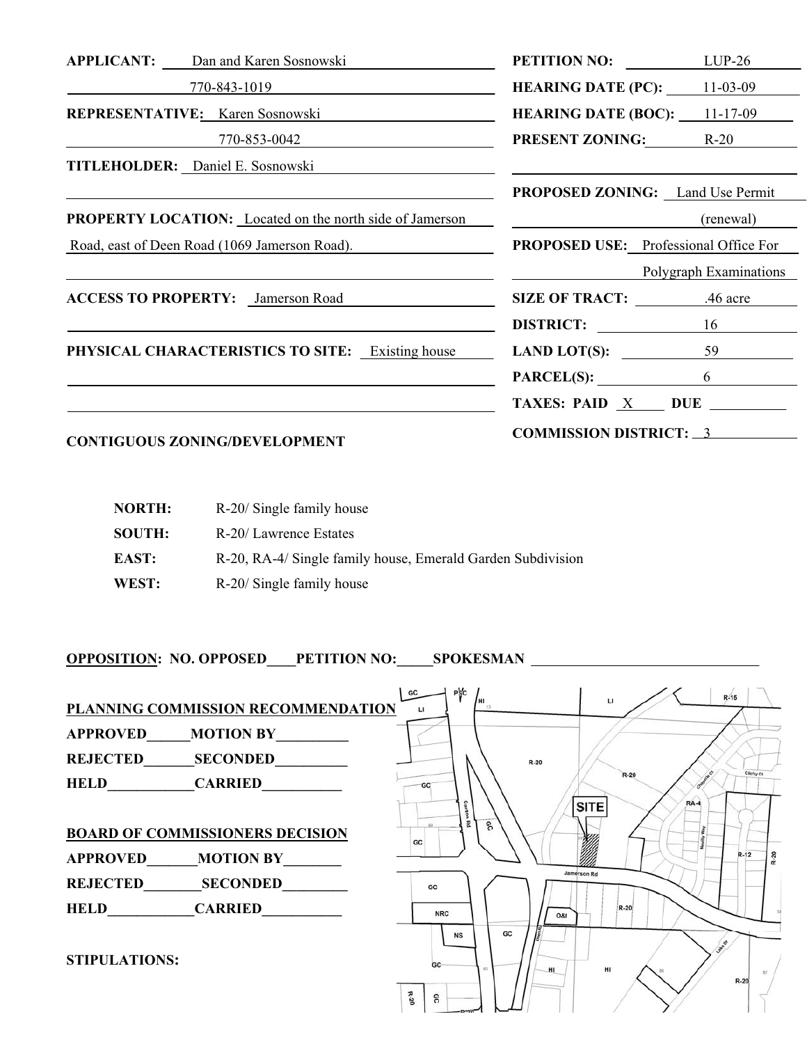**APPLICANT:** Dan and Karen Sosnowski

770-843-1019

**REPRESENTATIVE:** Karen Sosnowski

770-853-0042

**TITLEHOLDER:** Daniel E. Sosnowski

**PROPERTY LOCATION:** Located on the north side of Jamerson Road, east of Deen Road (1069 Jamerson Road).

**ACCESS TO PROPERTY:** Jamerson Road

**PHYSICAL CHARACTERISTICS TO SITE:** Existing house

**PETITION NO:** LUP-26

**HEARING DATE (PC):** 11-03-09

**HEARING DATE (BOC):** 11-17-09

**PRESENT ZONING:** R-20

**PROPOSED ZONING:** Land Use Permit (renewal)

**PROPOSED USE:** Professional Office For Polygraph Examinations

**SIZE OF TRACT:** .46 acre

**DISTRICT:** 16

**LAND LOT(S):** 59

**PARCEL(S):** 6

**TAXES: PAID** X **DUE** ______

**COMMISSION DISTRICT:** 3

**CONTIGUOUS ZONING/DEVELOPMENT**

| | |
|---|---|
| **NORTH:** | R-20/ Single family house |
| **SOUTH:** | R-20/ Lawrence Estates |
| **EAST:** | R-20, RA-4/ Single family house, Emerald Garden Subdivision |
| **WEST:** | R-20/ Single family house |

**OPPOSITION: NO. OPPOSED____PETITION NO:_____SPOKESMAN** ________________

**PLANNING COMMISSION RECOMMENDATION**

APPROVED______MOTION BY__________

REJECTED_______SECONDED__________

HELD____________CARRIED___________

**BOARD OF COMMISSIONERS DECISION**

APPROVED_______MOTION BY________

REJECTED________SECONDED_________

HELD____________CARRIED___________

**STIPULATIONS:**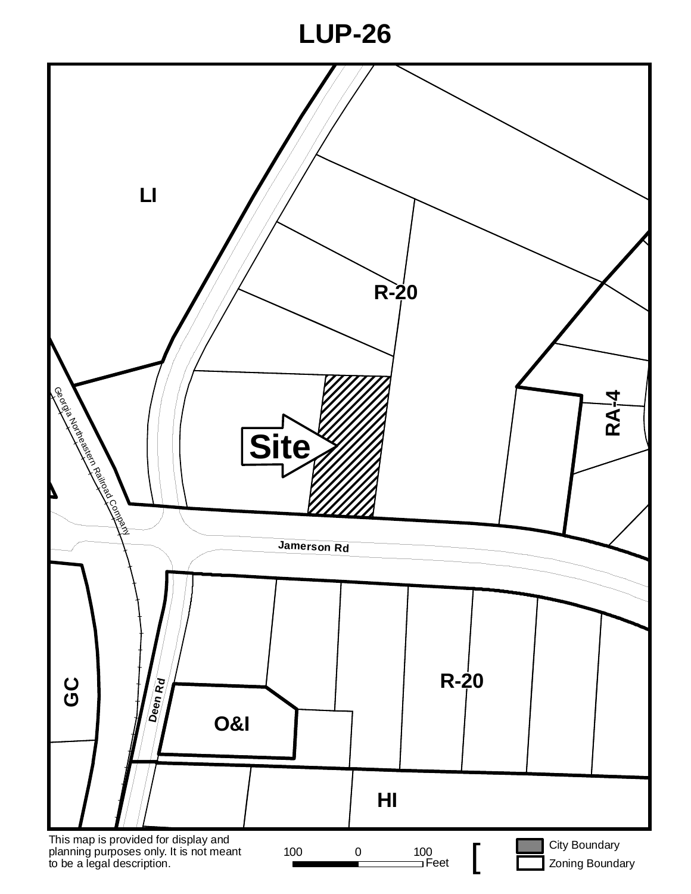# LUP-26

LI

R-20

RA-4

Site

Georgia Northeastern Railroad Company

Jamerson Rd

GC

Deen Rd

O&I

R-20

HI

This map is provided for display and planning purposes only. It is not meant to be a legal description.

100 0 100 Feet

City Boundary

Zoning Boundary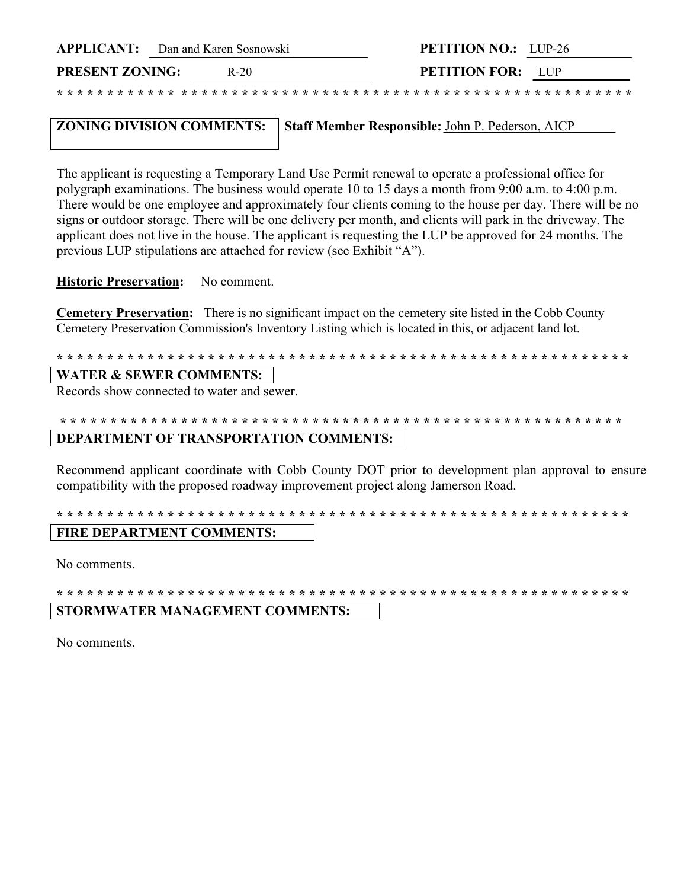**APPLICANT:** Dan and Karen Sosnowski **PETITION NO.:** LUP-26

**PRESENT ZONING:** R-20 **PETITION FOR:** LUP

* * * * * * * * * * * * * * * * * * * * * * * * * * * * * * * * * * * * * * * * * * * * * * * * * * * * * * * * * * *

**ZONING DIVISION COMMENTS:** **Staff Member Responsible:** John P. Pederson, AICP

The applicant is requesting a Temporary Land Use Permit renewal to operate a professional office for polygraph examinations. The business would operate 10 to 15 days a month from 9:00 a.m. to 4:00 p.m. There would be one employee and approximately four clients coming to the house per day. There will be no signs or outdoor storage. There will be one delivery per month, and clients will park in the driveway. The applicant does not live in the house. The applicant is requesting the LUP be approved for 24 months. The previous LUP stipulations are attached for review (see Exhibit "A").

**Historic Preservation:** No comment.

**Cemetery Preservation:** There is no significant impact on the cemetery site listed in the Cobb County Cemetery Preservation Commission's Inventory Listing which is located in this, or adjacent land lot.

* * * * * * * * * * * * * * * * * * * * * * * * * * * * * * * * * * * * * * * * * * * * * * * * * * * * * * * * * *

**WATER & SEWER COMMENTS:**

Records show connected to water and sewer.

* * * * * * * * * * * * * * * * * * * * * * * * * * * * * * * * * * * * * * * * * * * * * * * * * * * * * * * * * *

**DEPARTMENT OF TRANSPORTATION COMMENTS:**

Recommend applicant coordinate with Cobb County DOT prior to development plan approval to ensure compatibility with the proposed roadway improvement project along Jamerson Road.

* * * * * * * * * * * * * * * * * * * * * * * * * * * * * * * * * * * * * * * * * * * * * * * * * * * * * * * * * *

**FIRE DEPARTMENT COMMENTS:**

No comments.

* * * * * * * * * * * * * * * * * * * * * * * * * * * * * * * * * * * * * * * * * * * * * * * * * * * * * * * * * *

**STORMWATER MANAGEMENT COMMENTS:**

No comments.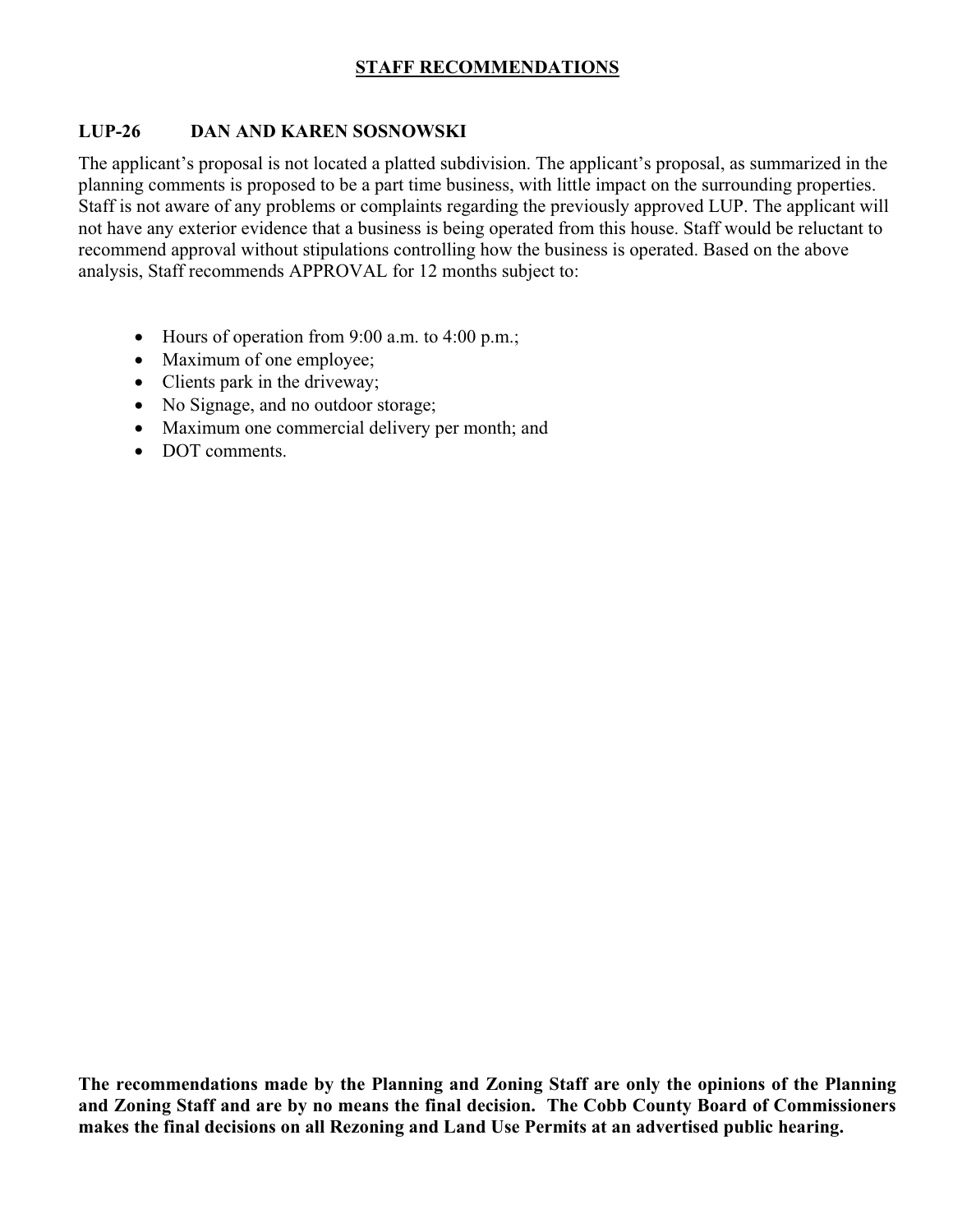## STAFF RECOMMENDATIONS

### LUP-26 DAN AND KAREN SOSNOWSKI

The applicant's proposal is not located a platted subdivision. The applicant's proposal, as summarized in the planning comments is proposed to be a part time business, with little impact on the surrounding properties. Staff is not aware of any problems or complaints regarding the previously approved LUP. The applicant will not have any exterior evidence that a business is being operated from this house. Staff would be reluctant to recommend approval without stipulations controlling how the business is operated. Based on the above analysis, Staff recommends APPROVAL for 12 months subject to:

- Hours of operation from 9:00 a.m. to 4:00 p.m.;
- Maximum of one employee;
- Clients park in the driveway;
- No Signage, and no outdoor storage;
- Maximum one commercial delivery per month; and
- DOT comments.

**The recommendations made by the Planning and Zoning Staff are only the opinions of the Planning and Zoning Staff and are by no means the final decision. The Cobb County Board of Commissioners makes the final decisions on all Rezoning and Land Use Permits at an advertised public hearing.**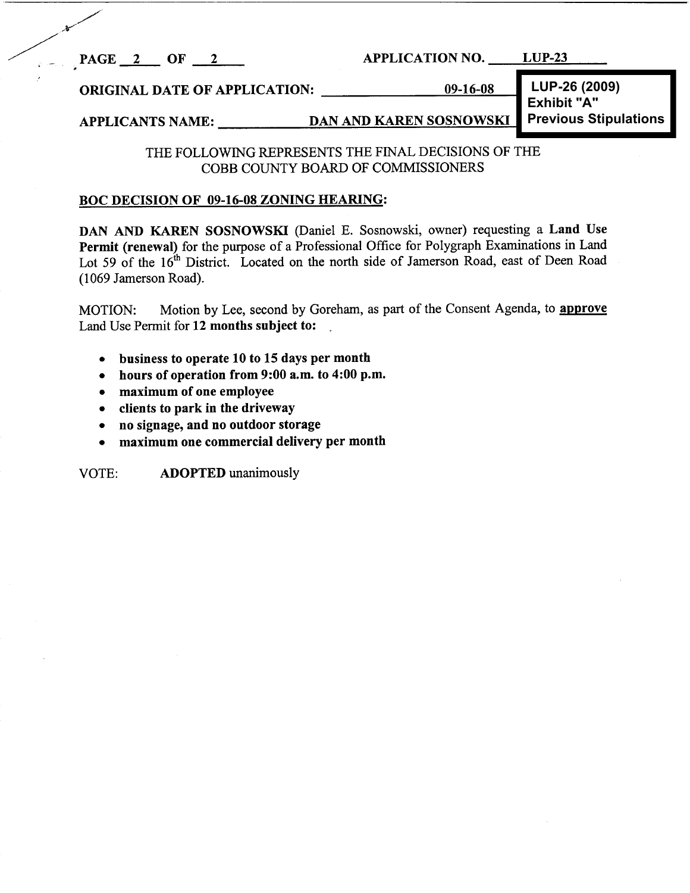PAGE 2 OF 2 APPLICATION NO. LUP-23

ORIGINAL DATE OF APPLICATION: 09-16-08

APPLICANTS NAME: DAN AND KAREN SOSNOWSKI

**LUP-26 (2009)**
**Exhibit "A"**
**Previous Stipulations**

THE FOLLOWING REPRESENTS THE FINAL DECISIONS OF THE COBB COUNTY BOARD OF COMMISSIONERS

**BOC DECISION OF 09-16-08 ZONING HEARING:**

**DAN AND KAREN SOSNOWSKI** (Daniel E. Sosnowski, owner) requesting a **Land Use Permit (renewal)** for the purpose of a Professional Office for Polygraph Examinations in Land Lot 59 of the 16th District. Located on the north side of Jamerson Road, east of Deen Road (1069 Jamerson Road).

MOTION: Motion by Lee, second by Goreham, as part of the Consent Agenda, to **approve** Land Use Permit for **12 months subject to:**

- **business to operate 10 to 15 days per month**
- **hours of operation from 9:00 a.m. to 4:00 p.m.**
- **maximum of one employee**
- **clients to park in the driveway**
- **no signage, and no outdoor storage**
- **maximum one commercial delivery per month**

VOTE: **ADOPTED** unanimously